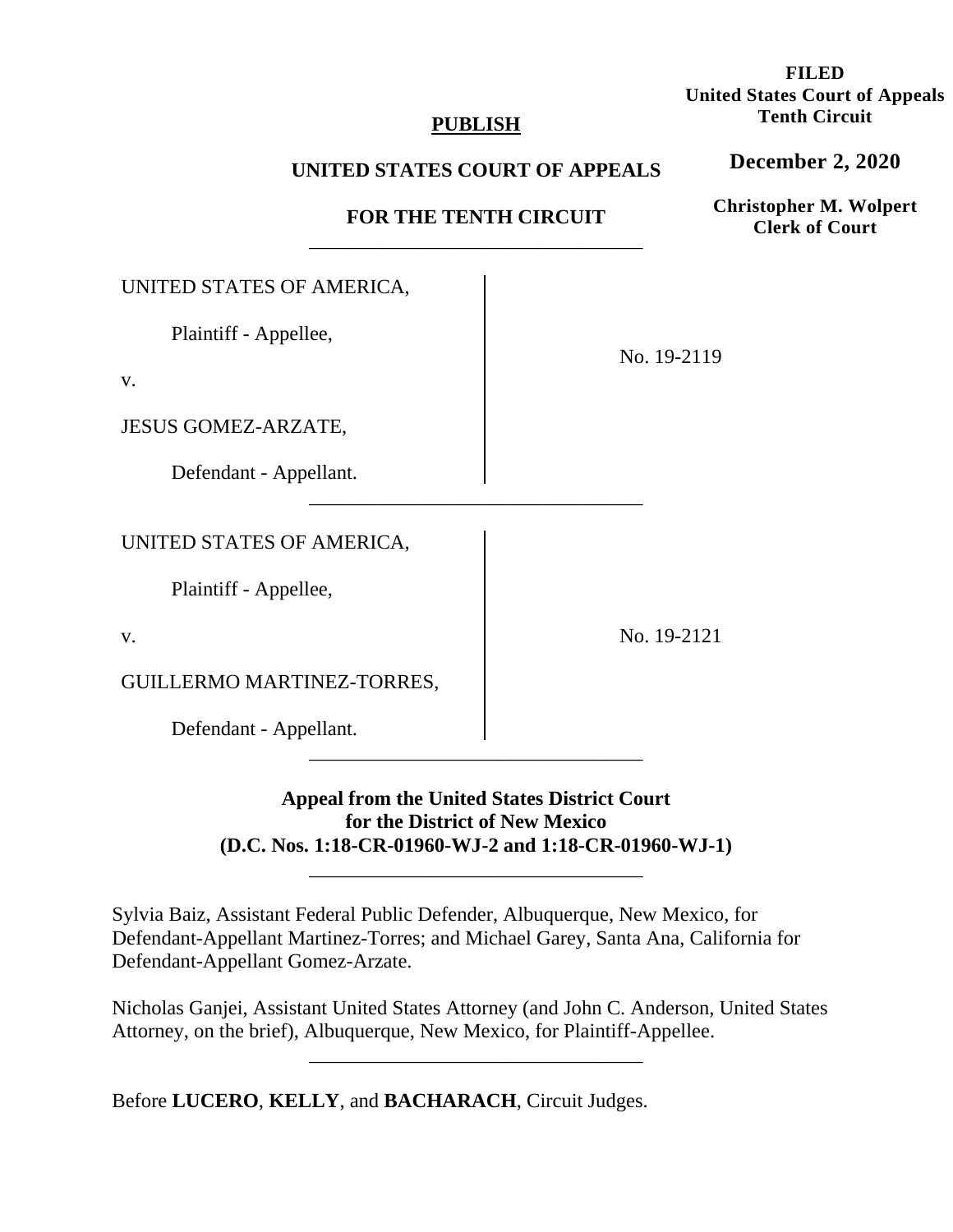**FILED**
**United States Court of Appeals**
**Tenth Circuit**

**December 2, 2020**

**Christopher M. Wolpert**
**Clerk of Court**

**PUBLISH**

**UNITED STATES COURT OF APPEALS**

**FOR THE TENTH CIRCUIT**

---

UNITED STATES OF AMERICA,

Plaintiff - Appellee,

v.

JESUS GOMEZ-ARZATE,

Defendant - Appellant.

No. 19-2119

---

UNITED STATES OF AMERICA,

Plaintiff - Appellee,

v.

GUILLERMO MARTINEZ-TORRES,

Defendant - Appellant.

No. 19-2121

---

**Appeal from the United States District Court**
**for the District of New Mexico**
**(D.C. Nos. 1:18-CR-01960-WJ-2 and 1:18-CR-01960-WJ-1)**

---

Sylvia Baiz, Assistant Federal Public Defender, Albuquerque, New Mexico, for Defendant-Appellant Martinez-Torres; and Michael Garey, Santa Ana, California for Defendant-Appellant Gomez-Arzate.

Nicholas Ganjei, Assistant United States Attorney (and John C. Anderson, United States Attorney, on the brief), Albuquerque, New Mexico, for Plaintiff-Appellee.

---

Before **LUCERO**, **KELLY**, and **BACHARACH**, Circuit Judges.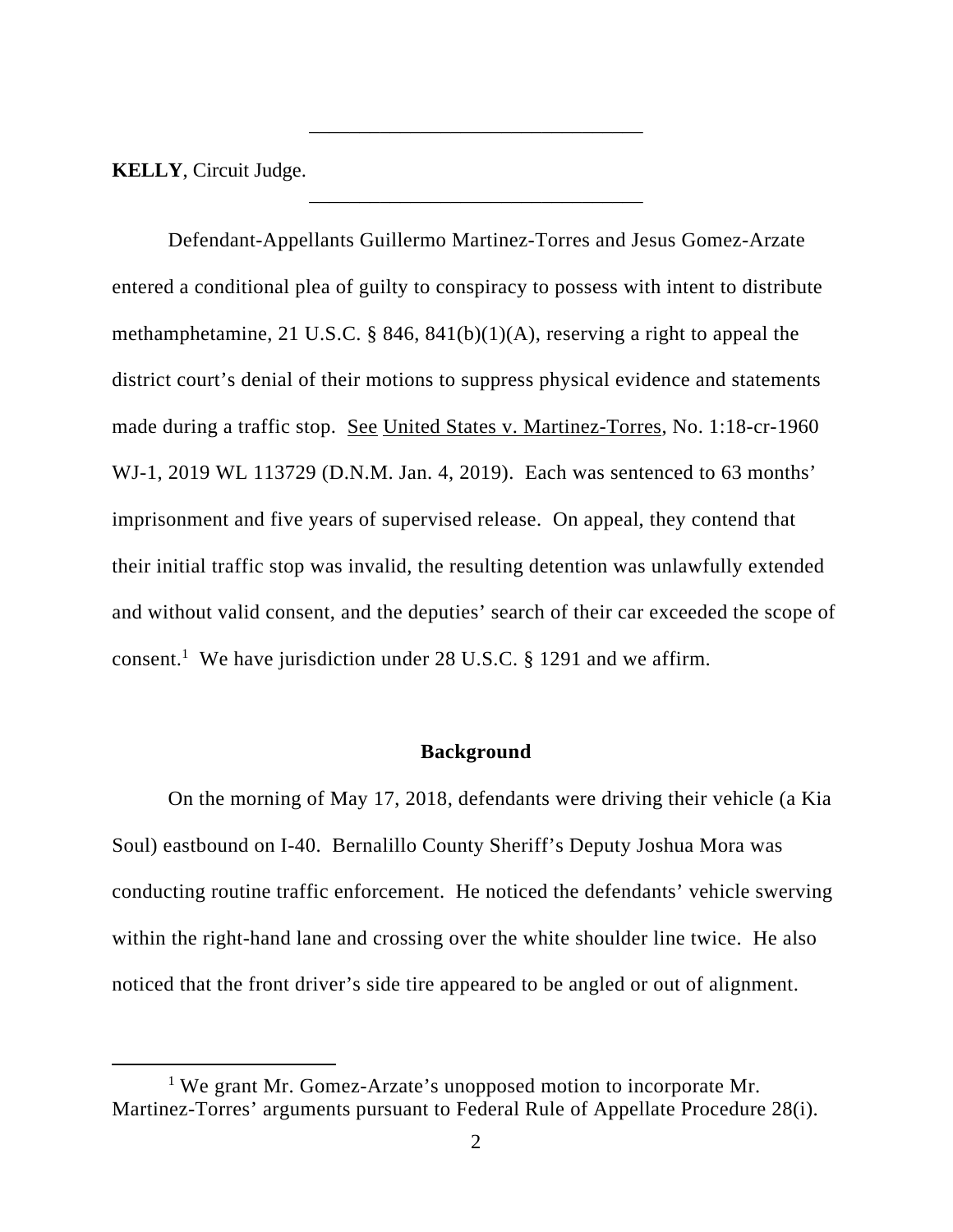**KELLY**, Circuit Judge.

Defendant-Appellants Guillermo Martinez-Torres and Jesus Gomez-Arzate entered a conditional plea of guilty to conspiracy to possess with intent to distribute methamphetamine, 21 U.S.C. § 846, 841(b)(1)(A), reserving a right to appeal the district court's denial of their motions to suppress physical evidence and statements made during a traffic stop. See United States v. Martinez-Torres, No. 1:18-cr-1960 WJ-1, 2019 WL 113729 (D.N.M. Jan. 4, 2019). Each was sentenced to 63 months' imprisonment and five years of supervised release. On appeal, they contend that their initial traffic stop was invalid, the resulting detention was unlawfully extended and without valid consent, and the deputies' search of their car exceeded the scope of consent.[1] We have jurisdiction under 28 U.S.C. § 1291 and we affirm.

## Background

On the morning of May 17, 2018, defendants were driving their vehicle (a Kia Soul) eastbound on I-40. Bernalillo County Sheriff's Deputy Joshua Mora was conducting routine traffic enforcement. He noticed the defendants' vehicle swerving within the right-hand lane and crossing over the white shoulder line twice. He also noticed that the front driver's side tire appeared to be angled or out of alignment.

[1] We grant Mr. Gomez-Arzate's unopposed motion to incorporate Mr. Martinez-Torres' arguments pursuant to Federal Rule of Appellate Procedure 28(i).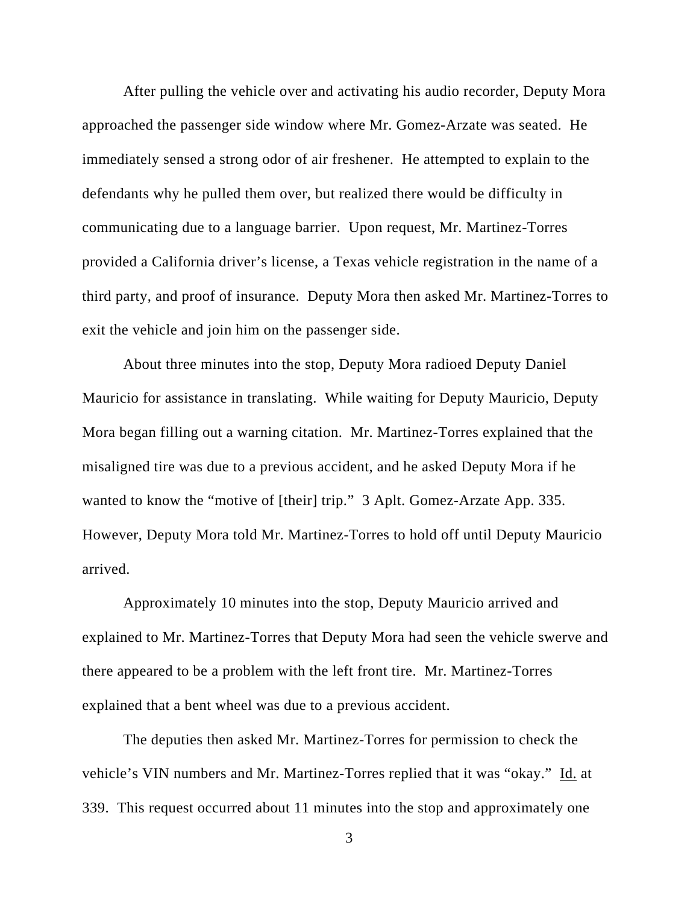After pulling the vehicle over and activating his audio recorder, Deputy Mora approached the passenger side window where Mr. Gomez-Arzate was seated. He immediately sensed a strong odor of air freshener. He attempted to explain to the defendants why he pulled them over, but realized there would be difficulty in communicating due to a language barrier. Upon request, Mr. Martinez-Torres provided a California driver's license, a Texas vehicle registration in the name of a third party, and proof of insurance. Deputy Mora then asked Mr. Martinez-Torres to exit the vehicle and join him on the passenger side.

About three minutes into the stop, Deputy Mora radioed Deputy Daniel Mauricio for assistance in translating. While waiting for Deputy Mauricio, Deputy Mora began filling out a warning citation. Mr. Martinez-Torres explained that the misaligned tire was due to a previous accident, and he asked Deputy Mora if he wanted to know the "motive of [their] trip." 3 Aplt. Gomez-Arzate App. 335. However, Deputy Mora told Mr. Martinez-Torres to hold off until Deputy Mauricio arrived.

Approximately 10 minutes into the stop, Deputy Mauricio arrived and explained to Mr. Martinez-Torres that Deputy Mora had seen the vehicle swerve and there appeared to be a problem with the left front tire. Mr. Martinez-Torres explained that a bent wheel was due to a previous accident.

The deputies then asked Mr. Martinez-Torres for permission to check the vehicle's VIN numbers and Mr. Martinez-Torres replied that it was "okay." Id. at 339. This request occurred about 11 minutes into the stop and approximately one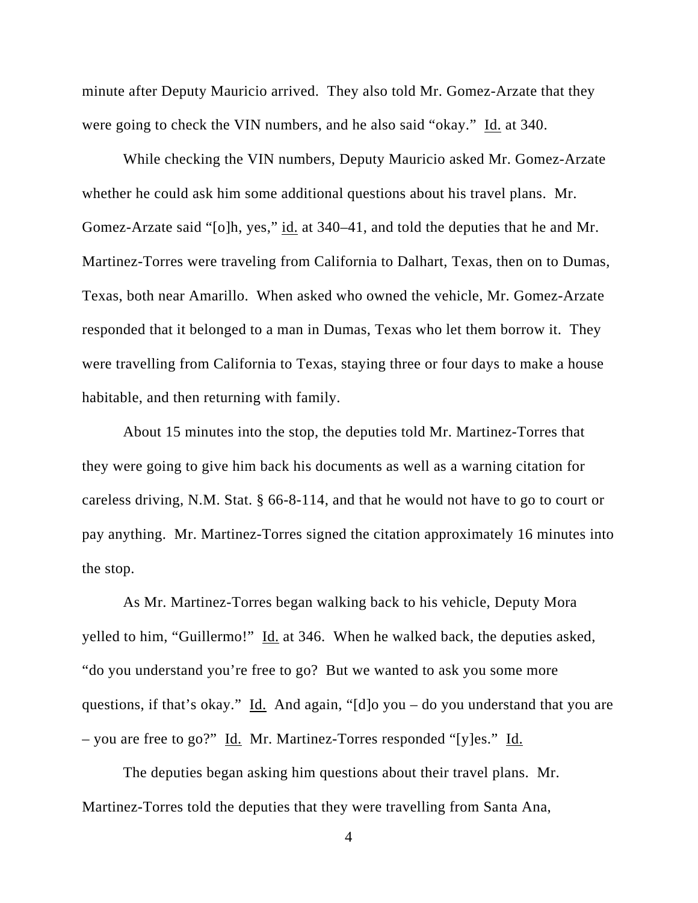minute after Deputy Mauricio arrived. They also told Mr. Gomez-Arzate that they were going to check the VIN numbers, and he also said "okay." Id. at 340.

While checking the VIN numbers, Deputy Mauricio asked Mr. Gomez-Arzate whether he could ask him some additional questions about his travel plans. Mr. Gomez-Arzate said "[o]h, yes," id. at 340–41, and told the deputies that he and Mr. Martinez-Torres were traveling from California to Dalhart, Texas, then on to Dumas, Texas, both near Amarillo. When asked who owned the vehicle, Mr. Gomez-Arzate responded that it belonged to a man in Dumas, Texas who let them borrow it. They were travelling from California to Texas, staying three or four days to make a house habitable, and then returning with family.

About 15 minutes into the stop, the deputies told Mr. Martinez-Torres that they were going to give him back his documents as well as a warning citation for careless driving, N.M. Stat. § 66-8-114, and that he would not have to go to court or pay anything. Mr. Martinez-Torres signed the citation approximately 16 minutes into the stop.

As Mr. Martinez-Torres began walking back to his vehicle, Deputy Mora yelled to him, "Guillermo!" Id. at 346. When he walked back, the deputies asked, "do you understand you're free to go? But we wanted to ask you some more questions, if that's okay." Id. And again, "[d]o you – do you understand that you are – you are free to go?" Id. Mr. Martinez-Torres responded "[y]es." Id.

The deputies began asking him questions about their travel plans. Mr. Martinez-Torres told the deputies that they were travelling from Santa Ana,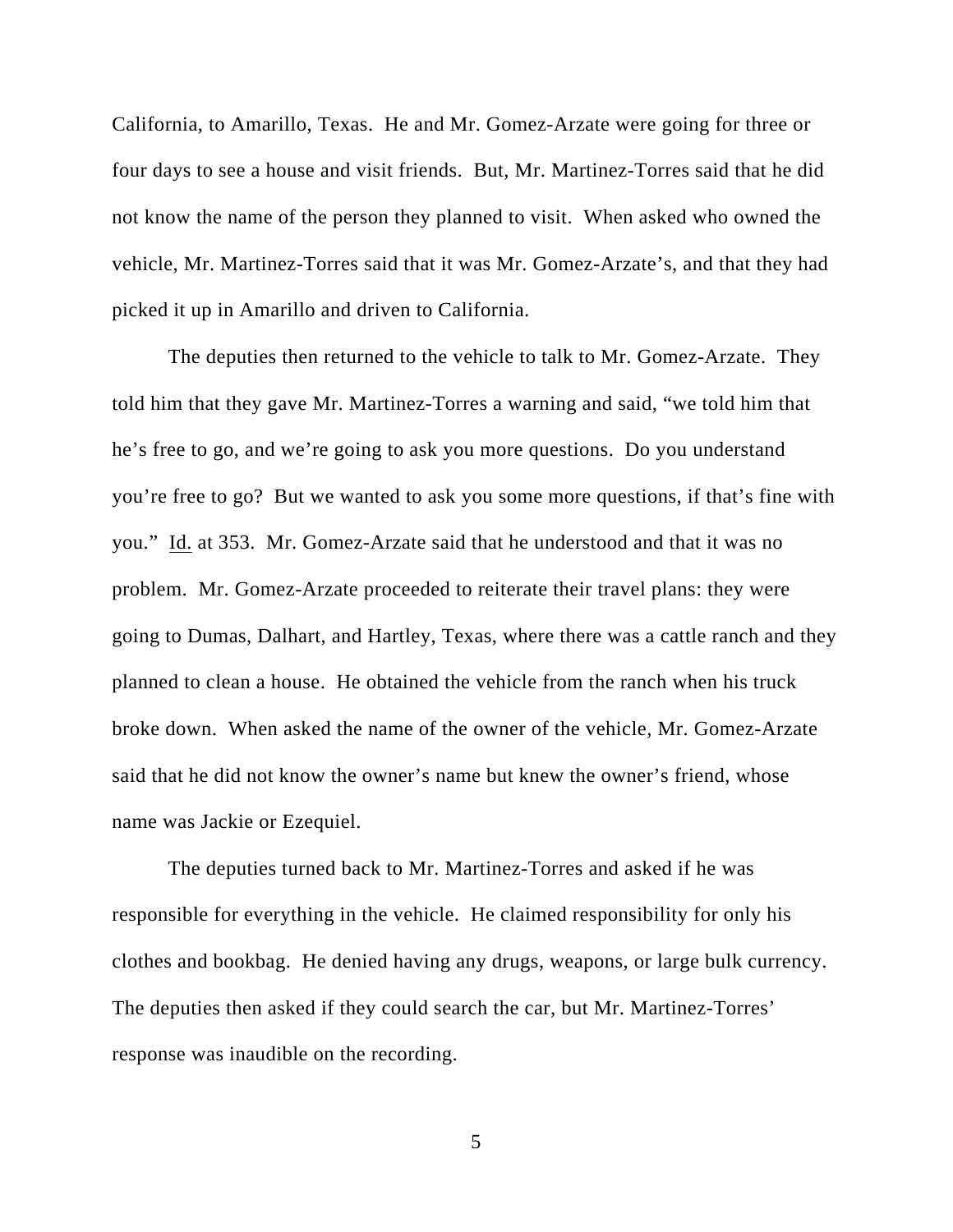California, to Amarillo, Texas. He and Mr. Gomez-Arzate were going for three or four days to see a house and visit friends. But, Mr. Martinez-Torres said that he did not know the name of the person they planned to visit. When asked who owned the vehicle, Mr. Martinez-Torres said that it was Mr. Gomez-Arzate's, and that they had picked it up in Amarillo and driven to California.

The deputies then returned to the vehicle to talk to Mr. Gomez-Arzate. They told him that they gave Mr. Martinez-Torres a warning and said, "we told him that he's free to go, and we're going to ask you more questions. Do you understand you're free to go? But we wanted to ask you some more questions, if that's fine with you." Id. at 353. Mr. Gomez-Arzate said that he understood and that it was no problem. Mr. Gomez-Arzate proceeded to reiterate their travel plans: they were going to Dumas, Dalhart, and Hartley, Texas, where there was a cattle ranch and they planned to clean a house. He obtained the vehicle from the ranch when his truck broke down. When asked the name of the owner of the vehicle, Mr. Gomez-Arzate said that he did not know the owner's name but knew the owner's friend, whose name was Jackie or Ezequiel.

The deputies turned back to Mr. Martinez-Torres and asked if he was responsible for everything in the vehicle. He claimed responsibility for only his clothes and bookbag. He denied having any drugs, weapons, or large bulk currency. The deputies then asked if they could search the car, but Mr. Martinez-Torres' response was inaudible on the recording.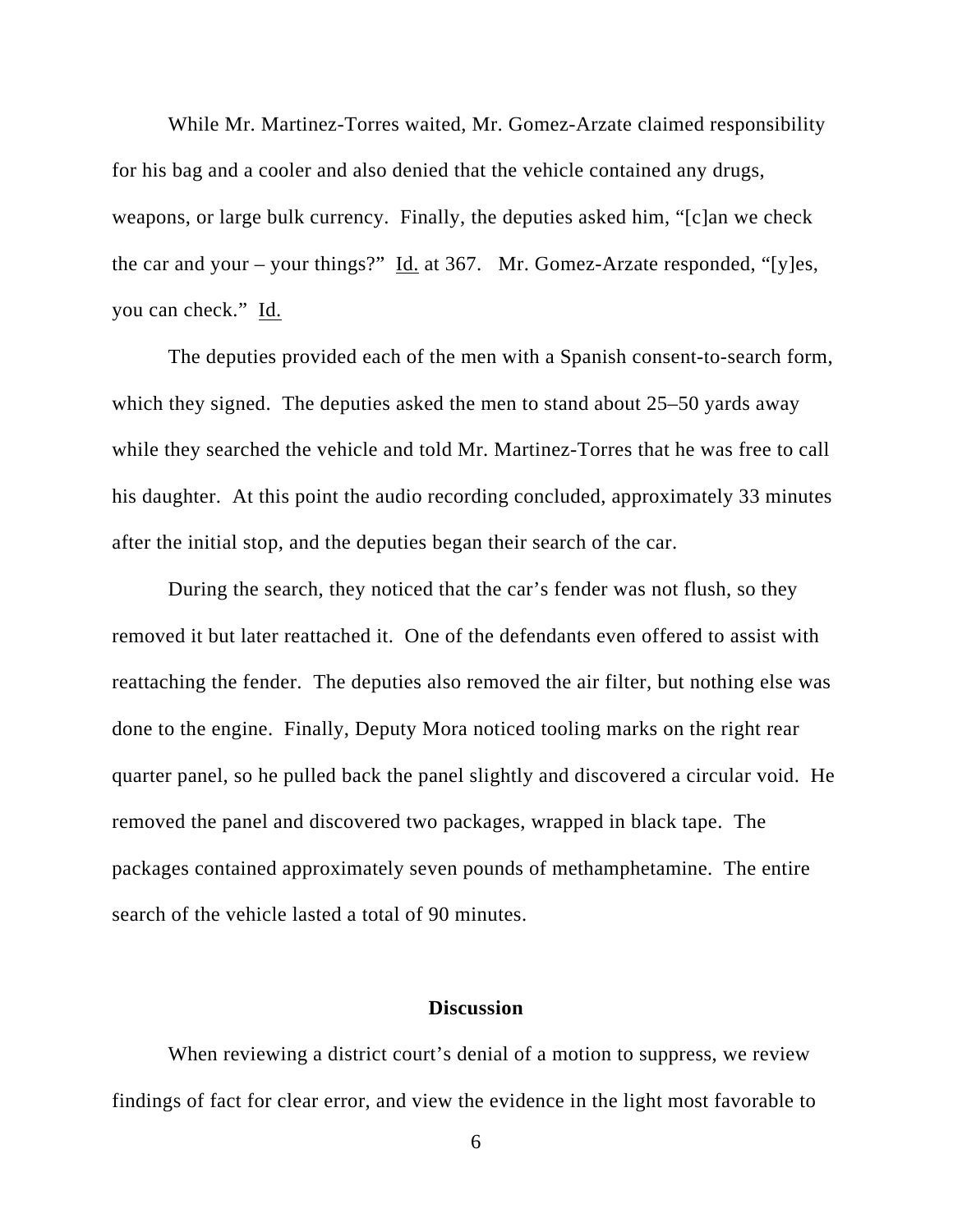While Mr. Martinez-Torres waited, Mr. Gomez-Arzate claimed responsibility for his bag and a cooler and also denied that the vehicle contained any drugs, weapons, or large bulk currency. Finally, the deputies asked him, "[c]an we check the car and your – your things?" Id. at 367. Mr. Gomez-Arzate responded, "[y]es, you can check." Id.

The deputies provided each of the men with a Spanish consent-to-search form, which they signed. The deputies asked the men to stand about 25–50 yards away while they searched the vehicle and told Mr. Martinez-Torres that he was free to call his daughter. At this point the audio recording concluded, approximately 33 minutes after the initial stop, and the deputies began their search of the car.

During the search, they noticed that the car's fender was not flush, so they removed it but later reattached it. One of the defendants even offered to assist with reattaching the fender. The deputies also removed the air filter, but nothing else was done to the engine. Finally, Deputy Mora noticed tooling marks on the right rear quarter panel, so he pulled back the panel slightly and discovered a circular void. He removed the panel and discovered two packages, wrapped in black tape. The packages contained approximately seven pounds of methamphetamine. The entire search of the vehicle lasted a total of 90 minutes.

## Discussion

When reviewing a district court's denial of a motion to suppress, we review findings of fact for clear error, and view the evidence in the light most favorable to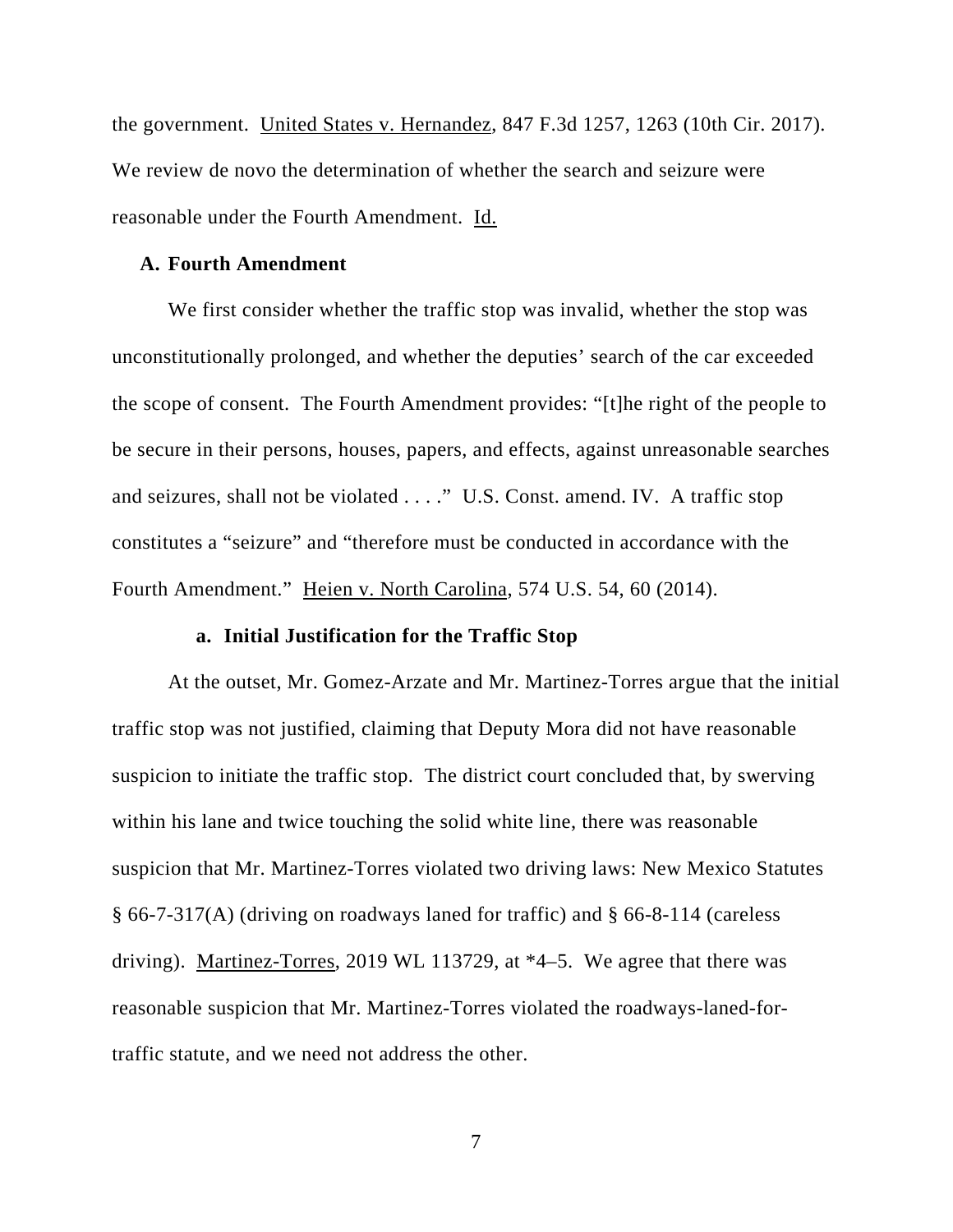the government. United States v. Hernandez, 847 F.3d 1257, 1263 (10th Cir. 2017). We review de novo the determination of whether the search and seizure were reasonable under the Fourth Amendment. Id.

### A. Fourth Amendment

We first consider whether the traffic stop was invalid, whether the stop was unconstitutionally prolonged, and whether the deputies' search of the car exceeded the scope of consent. The Fourth Amendment provides: "[t]he right of the people to be secure in their persons, houses, papers, and effects, against unreasonable searches and seizures, shall not be violated . . . ." U.S. Const. amend. IV. A traffic stop constitutes a "seizure" and "therefore must be conducted in accordance with the Fourth Amendment." Heien v. North Carolina, 574 U.S. 54, 60 (2014).

#### a. Initial Justification for the Traffic Stop

At the outset, Mr. Gomez-Arzate and Mr. Martinez-Torres argue that the initial traffic stop was not justified, claiming that Deputy Mora did not have reasonable suspicion to initiate the traffic stop. The district court concluded that, by swerving within his lane and twice touching the solid white line, there was reasonable suspicion that Mr. Martinez-Torres violated two driving laws: New Mexico Statutes § 66-7-317(A) (driving on roadways laned for traffic) and § 66-8-114 (careless driving). Martinez-Torres, 2019 WL 113729, at *4–5. We agree that there was reasonable suspicion that Mr. Martinez-Torres violated the roadways-laned-for-traffic statute, and we need not address the other.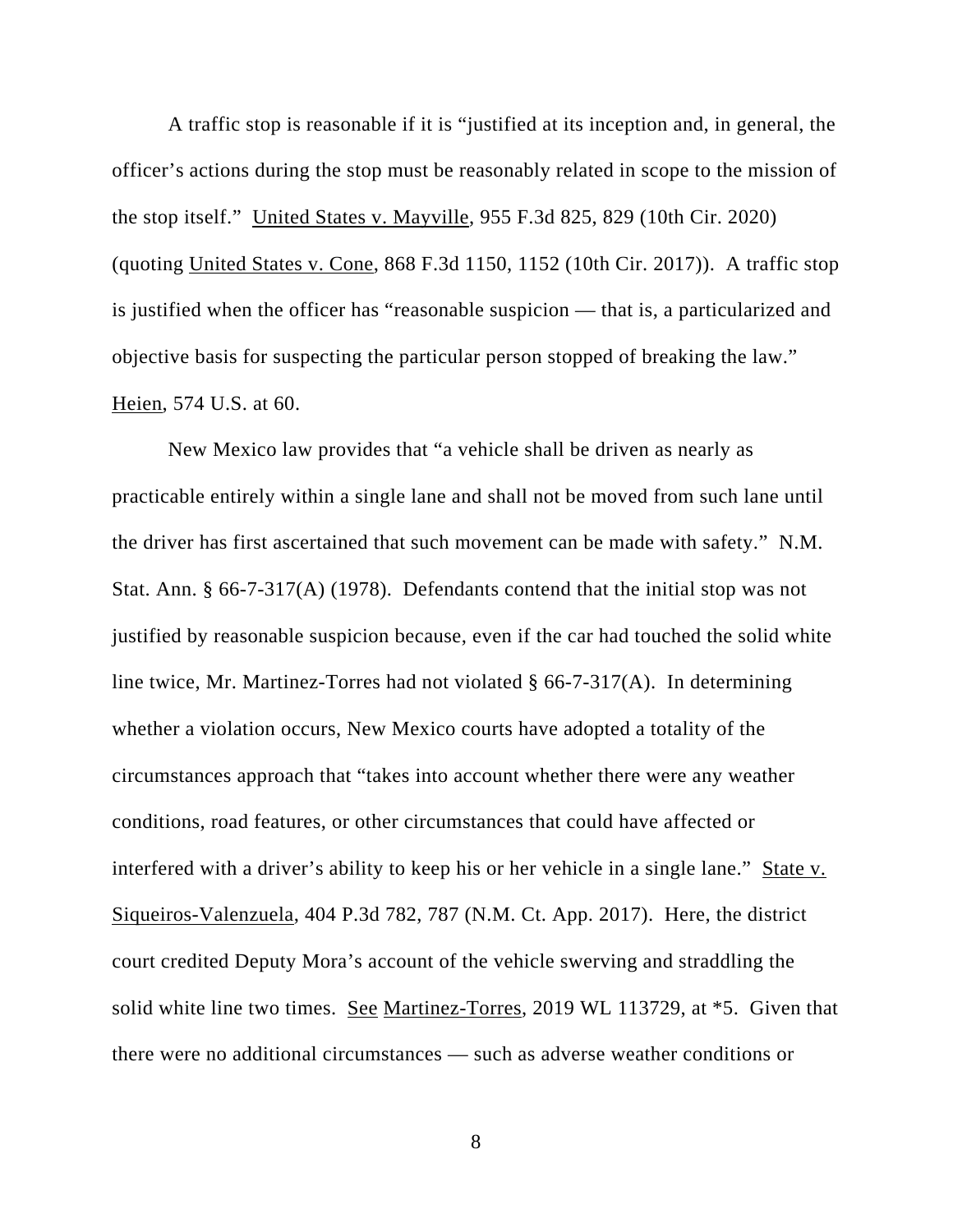A traffic stop is reasonable if it is "justified at its inception and, in general, the officer's actions during the stop must be reasonably related in scope to the mission of the stop itself." United States v. Mayville, 955 F.3d 825, 829 (10th Cir. 2020) (quoting United States v. Cone, 868 F.3d 1150, 1152 (10th Cir. 2017)). A traffic stop is justified when the officer has "reasonable suspicion — that is, a particularized and objective basis for suspecting the particular person stopped of breaking the law." Heien, 574 U.S. at 60.

New Mexico law provides that "a vehicle shall be driven as nearly as practicable entirely within a single lane and shall not be moved from such lane until the driver has first ascertained that such movement can be made with safety." N.M. Stat. Ann. § 66-7-317(A) (1978). Defendants contend that the initial stop was not justified by reasonable suspicion because, even if the car had touched the solid white line twice, Mr. Martinez-Torres had not violated § 66-7-317(A). In determining whether a violation occurs, New Mexico courts have adopted a totality of the circumstances approach that "takes into account whether there were any weather conditions, road features, or other circumstances that could have affected or interfered with a driver's ability to keep his or her vehicle in a single lane." State v. Siqueiros-Valenzuela, 404 P.3d 782, 787 (N.M. Ct. App. 2017). Here, the district court credited Deputy Mora's account of the vehicle swerving and straddling the solid white line two times. See Martinez-Torres, 2019 WL 113729, at *5. Given that there were no additional circumstances — such as adverse weather conditions or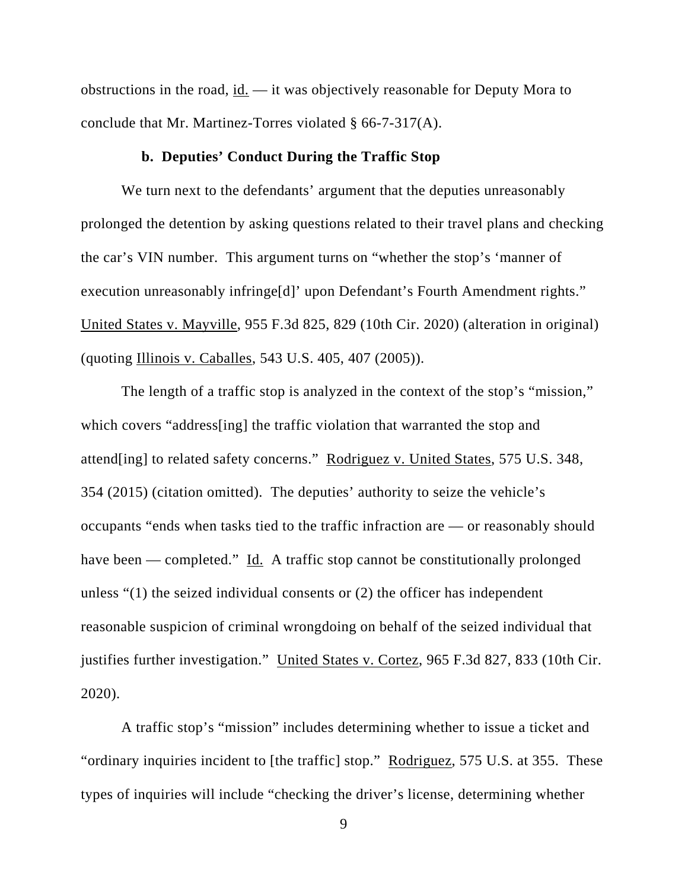obstructions in the road, id. — it was objectively reasonable for Deputy Mora to conclude that Mr. Martinez-Torres violated § 66-7-317(A).

#### b. Deputies' Conduct During the Traffic Stop

We turn next to the defendants' argument that the deputies unreasonably prolonged the detention by asking questions related to their travel plans and checking the car's VIN number. This argument turns on "whether the stop's 'manner of execution unreasonably infringe[d]' upon Defendant's Fourth Amendment rights." United States v. Mayville, 955 F.3d 825, 829 (10th Cir. 2020) (alteration in original) (quoting Illinois v. Caballes, 543 U.S. 405, 407 (2005)).

The length of a traffic stop is analyzed in the context of the stop's "mission," which covers "address[ing] the traffic violation that warranted the stop and attend[ing] to related safety concerns." Rodriguez v. United States, 575 U.S. 348, 354 (2015) (citation omitted). The deputies' authority to seize the vehicle's occupants "ends when tasks tied to the traffic infraction are — or reasonably should have been — completed." Id. A traffic stop cannot be constitutionally prolonged unless "(1) the seized individual consents or (2) the officer has independent reasonable suspicion of criminal wrongdoing on behalf of the seized individual that justifies further investigation." United States v. Cortez, 965 F.3d 827, 833 (10th Cir. 2020).

A traffic stop's "mission" includes determining whether to issue a ticket and "ordinary inquiries incident to [the traffic] stop." Rodriguez, 575 U.S. at 355. These types of inquiries will include "checking the driver's license, determining whether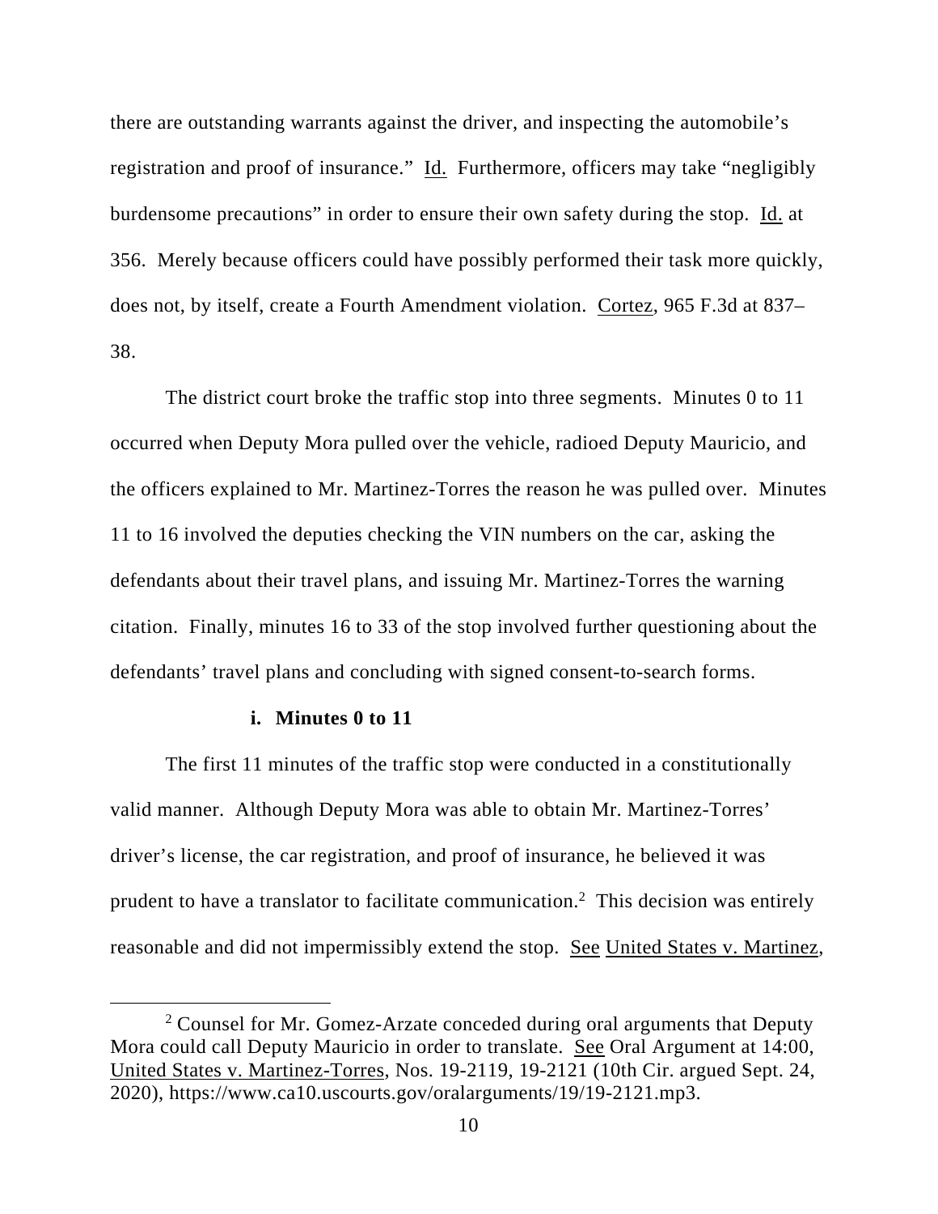there are outstanding warrants against the driver, and inspecting the automobile's registration and proof of insurance." Id. Furthermore, officers may take "negligibly burdensome precautions" in order to ensure their own safety during the stop. Id. at 356. Merely because officers could have possibly performed their task more quickly, does not, by itself, create a Fourth Amendment violation. Cortez, 965 F.3d at 837–38.

The district court broke the traffic stop into three segments. Minutes 0 to 11 occurred when Deputy Mora pulled over the vehicle, radioed Deputy Mauricio, and the officers explained to Mr. Martinez-Torres the reason he was pulled over. Minutes 11 to 16 involved the deputies checking the VIN numbers on the car, asking the defendants about their travel plans, and issuing Mr. Martinez-Torres the warning citation. Finally, minutes 16 to 33 of the stop involved further questioning about the defendants' travel plans and concluding with signed consent-to-search forms.

**i. Minutes 0 to 11**

The first 11 minutes of the traffic stop were conducted in a constitutionally valid manner. Although Deputy Mora was able to obtain Mr. Martinez-Torres' driver's license, the car registration, and proof of insurance, he believed it was prudent to have a translator to facilitate communication.[2] This decision was entirely reasonable and did not impermissibly extend the stop. See United States v. Martinez,

[2] Counsel for Mr. Gomez-Arzate conceded during oral arguments that Deputy Mora could call Deputy Mauricio in order to translate. See Oral Argument at 14:00, United States v. Martinez-Torres, Nos. 19-2119, 19-2121 (10th Cir. argued Sept. 24, 2020), https://www.ca10.uscourts.gov/oralarguments/19/19-2121.mp3.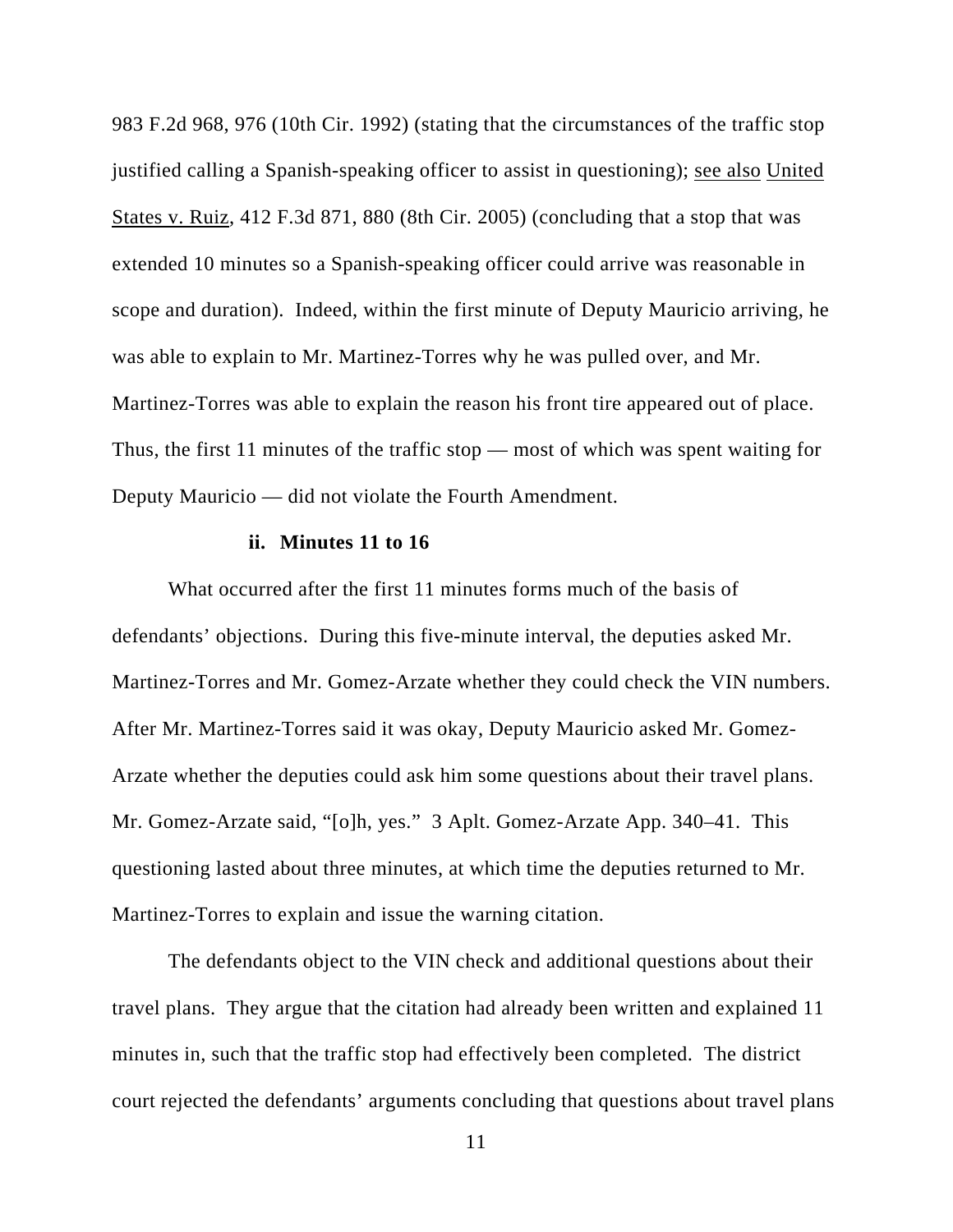983 F.2d 968, 976 (10th Cir. 1992) (stating that the circumstances of the traffic stop justified calling a Spanish-speaking officer to assist in questioning); see also United States v. Ruiz, 412 F.3d 871, 880 (8th Cir. 2005) (concluding that a stop that was extended 10 minutes so a Spanish-speaking officer could arrive was reasonable in scope and duration). Indeed, within the first minute of Deputy Mauricio arriving, he was able to explain to Mr. Martinez-Torres why he was pulled over, and Mr. Martinez-Torres was able to explain the reason his front tire appeared out of place. Thus, the first 11 minutes of the traffic stop — most of which was spent waiting for Deputy Mauricio — did not violate the Fourth Amendment.

**ii. Minutes 11 to 16**

What occurred after the first 11 minutes forms much of the basis of defendants' objections. During this five-minute interval, the deputies asked Mr. Martinez-Torres and Mr. Gomez-Arzate whether they could check the VIN numbers. After Mr. Martinez-Torres said it was okay, Deputy Mauricio asked Mr. Gomez-Arzate whether the deputies could ask him some questions about their travel plans. Mr. Gomez-Arzate said, "[o]h, yes." 3 Aplt. Gomez-Arzate App. 340–41. This questioning lasted about three minutes, at which time the deputies returned to Mr. Martinez-Torres to explain and issue the warning citation.

The defendants object to the VIN check and additional questions about their travel plans. They argue that the citation had already been written and explained 11 minutes in, such that the traffic stop had effectively been completed. The district court rejected the defendants' arguments concluding that questions about travel plans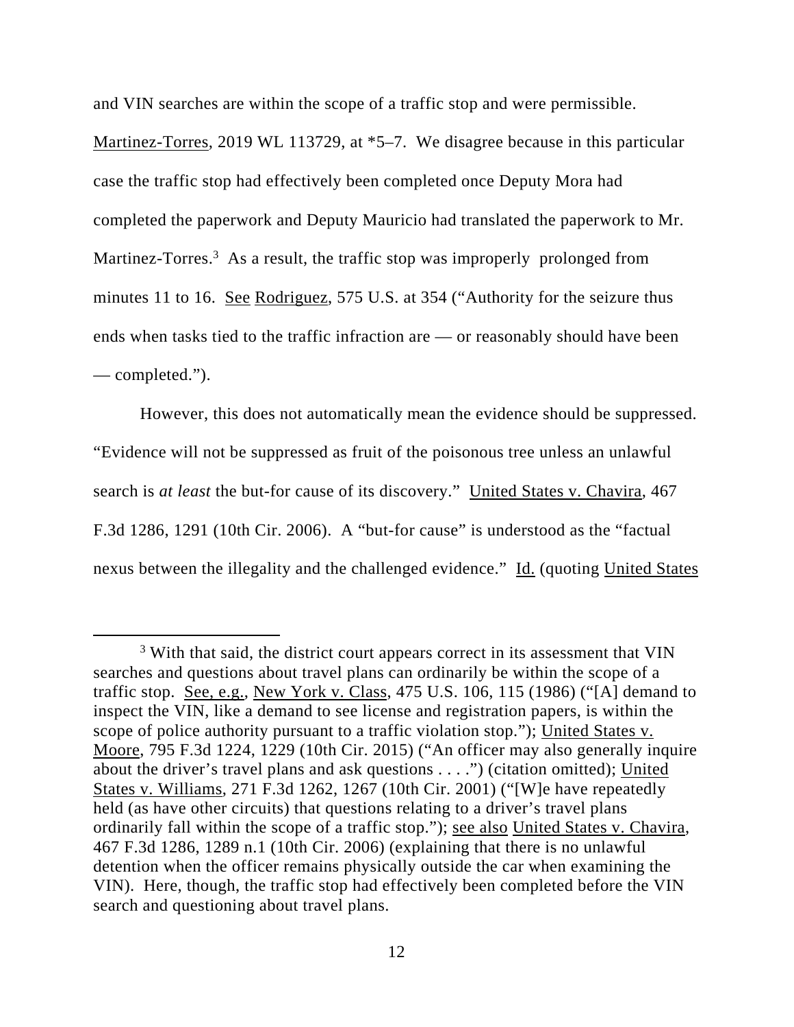and VIN searches are within the scope of a traffic stop and were permissible. Martinez-Torres, 2019 WL 113729, at *5–7. We disagree because in this particular case the traffic stop had effectively been completed once Deputy Mora had completed the paperwork and Deputy Mauricio had translated the paperwork to Mr. Martinez-Torres.[3] As a result, the traffic stop was improperly prolonged from minutes 11 to 16. See Rodriguez, 575 U.S. at 354 ("Authority for the seizure thus ends when tasks tied to the traffic infraction are — or reasonably should have been — completed.").

However, this does not automatically mean the evidence should be suppressed. "Evidence will not be suppressed as fruit of the poisonous tree unless an unlawful search is *at least* the but-for cause of its discovery." United States v. Chavira, 467 F.3d 1286, 1291 (10th Cir. 2006). A "but-for cause" is understood as the "factual nexus between the illegality and the challenged evidence." Id. (quoting United States

---

[3] With that said, the district court appears correct in its assessment that VIN searches and questions about travel plans can ordinarily be within the scope of a traffic stop. See, e.g., New York v. Class, 475 U.S. 106, 115 (1986) ("[A] demand to inspect the VIN, like a demand to see license and registration papers, is within the scope of police authority pursuant to a traffic violation stop."); United States v. Moore, 795 F.3d 1224, 1229 (10th Cir. 2015) ("An officer may also generally inquire about the driver's travel plans and ask questions . . . .") (citation omitted); United States v. Williams, 271 F.3d 1262, 1267 (10th Cir. 2001) ("[W]e have repeatedly held (as have other circuits) that questions relating to a driver's travel plans ordinarily fall within the scope of a traffic stop."); see also United States v. Chavira, 467 F.3d 1286, 1289 n.1 (10th Cir. 2006) (explaining that there is no unlawful detention when the officer remains physically outside the car when examining the VIN). Here, though, the traffic stop had effectively been completed before the VIN search and questioning about travel plans.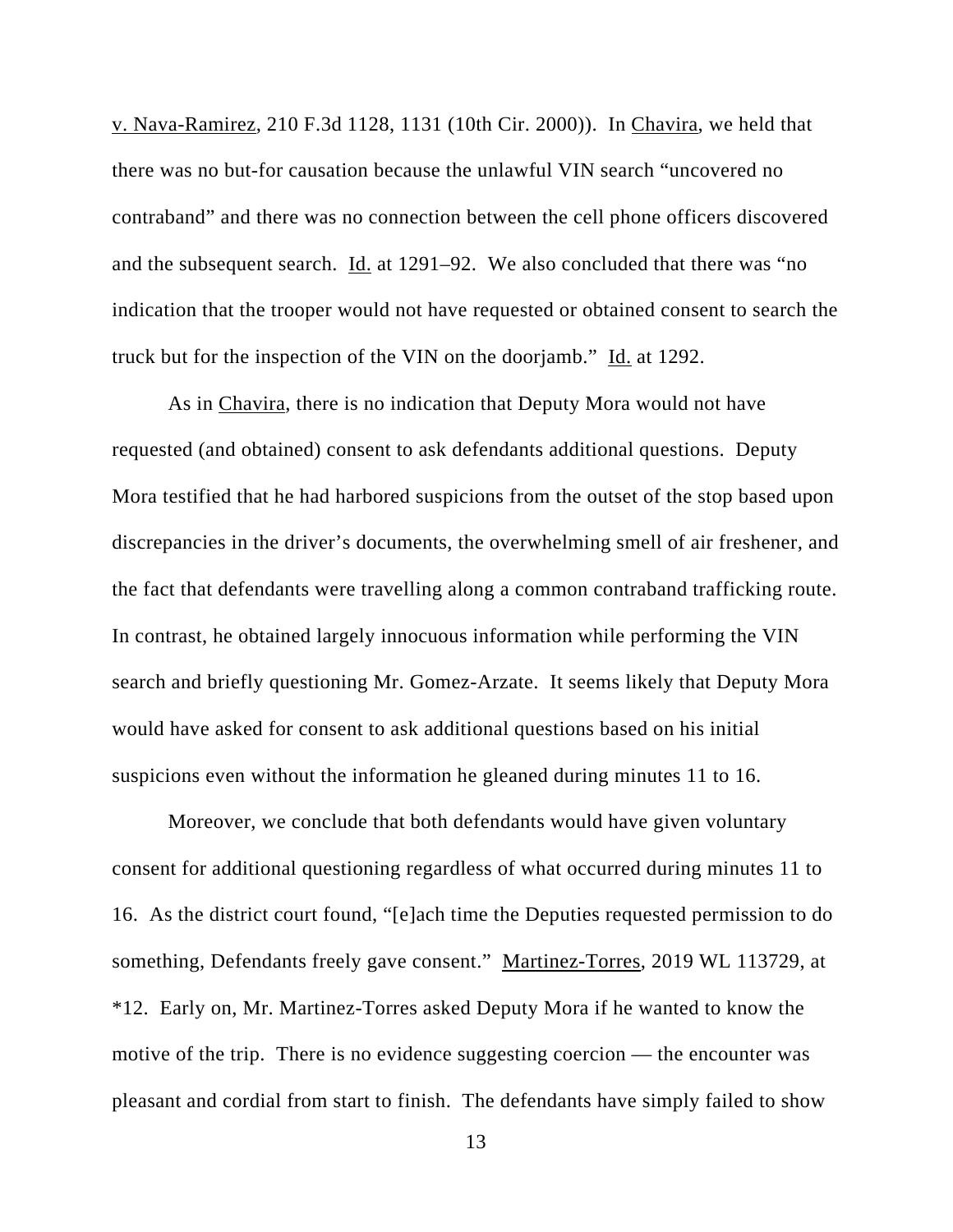v. Nava-Ramirez, 210 F.3d 1128, 1131 (10th Cir. 2000)). In Chavira, we held that there was no but-for causation because the unlawful VIN search "uncovered no contraband" and there was no connection between the cell phone officers discovered and the subsequent search. Id. at 1291–92. We also concluded that there was "no indication that the trooper would not have requested or obtained consent to search the truck but for the inspection of the VIN on the doorjamb." Id. at 1292.

As in Chavira, there is no indication that Deputy Mora would not have requested (and obtained) consent to ask defendants additional questions. Deputy Mora testified that he had harbored suspicions from the outset of the stop based upon discrepancies in the driver's documents, the overwhelming smell of air freshener, and the fact that defendants were travelling along a common contraband trafficking route. In contrast, he obtained largely innocuous information while performing the VIN search and briefly questioning Mr. Gomez-Arzate. It seems likely that Deputy Mora would have asked for consent to ask additional questions based on his initial suspicions even without the information he gleaned during minutes 11 to 16.

Moreover, we conclude that both defendants would have given voluntary consent for additional questioning regardless of what occurred during minutes 11 to 16. As the district court found, "[e]ach time the Deputies requested permission to do something, Defendants freely gave consent." Martinez-Torres, 2019 WL 113729, at *12. Early on, Mr. Martinez-Torres asked Deputy Mora if he wanted to know the motive of the trip. There is no evidence suggesting coercion — the encounter was pleasant and cordial from start to finish. The defendants have simply failed to show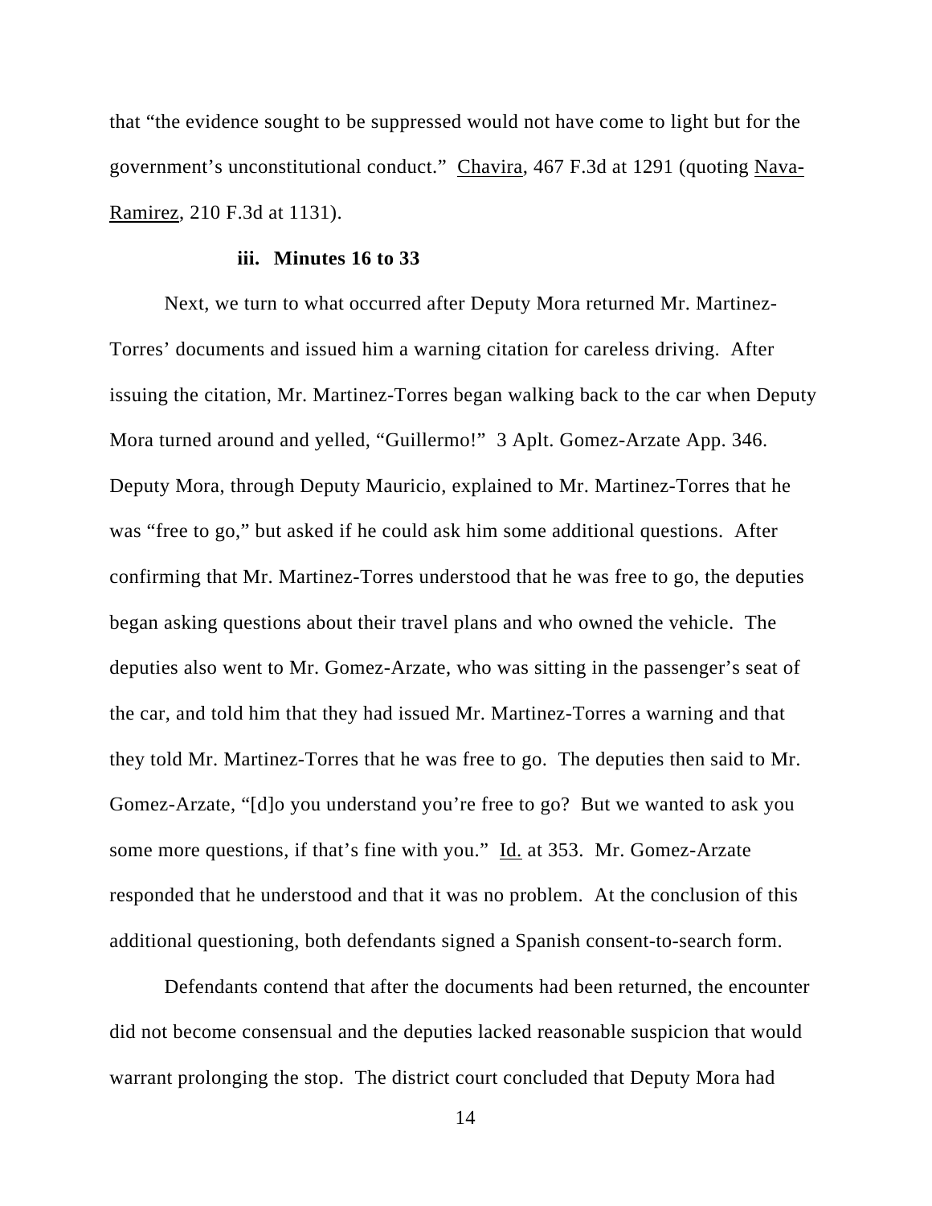that "the evidence sought to be suppressed would not have come to light but for the government's unconstitutional conduct." Chavira, 467 F.3d at 1291 (quoting Nava-Ramirez, 210 F.3d at 1131).

### iii. Minutes 16 to 33

Next, we turn to what occurred after Deputy Mora returned Mr. Martinez-Torres' documents and issued him a warning citation for careless driving. After issuing the citation, Mr. Martinez-Torres began walking back to the car when Deputy Mora turned around and yelled, "Guillermo!" 3 Aplt. Gomez-Arzate App. 346. Deputy Mora, through Deputy Mauricio, explained to Mr. Martinez-Torres that he was "free to go," but asked if he could ask him some additional questions. After confirming that Mr. Martinez-Torres understood that he was free to go, the deputies began asking questions about their travel plans and who owned the vehicle. The deputies also went to Mr. Gomez-Arzate, who was sitting in the passenger's seat of the car, and told him that they had issued Mr. Martinez-Torres a warning and that they told Mr. Martinez-Torres that he was free to go. The deputies then said to Mr. Gomez-Arzate, "[d]o you understand you're free to go? But we wanted to ask you some more questions, if that's fine with you." Id. at 353. Mr. Gomez-Arzate responded that he understood and that it was no problem. At the conclusion of this additional questioning, both defendants signed a Spanish consent-to-search form.

Defendants contend that after the documents had been returned, the encounter did not become consensual and the deputies lacked reasonable suspicion that would warrant prolonging the stop. The district court concluded that Deputy Mora had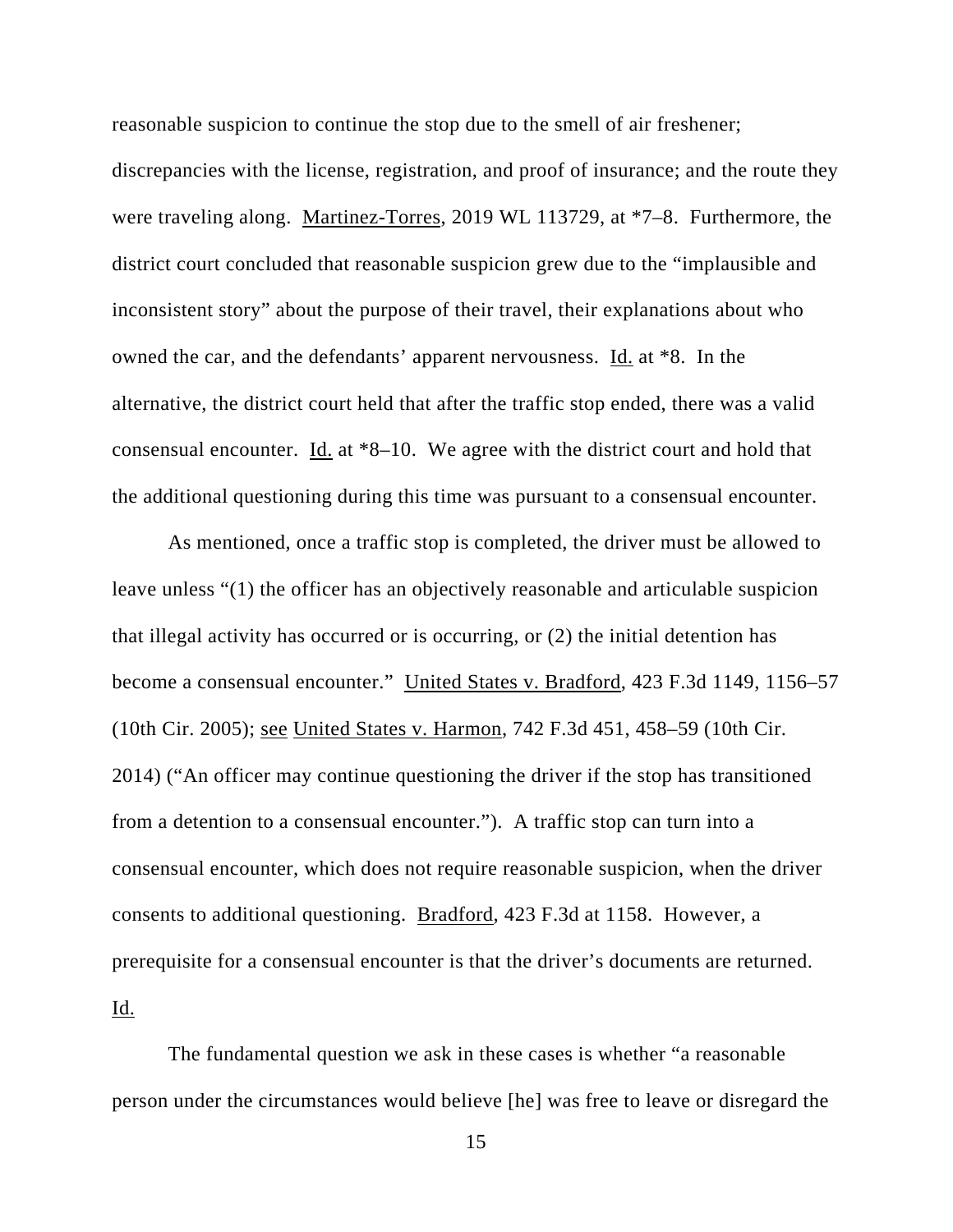reasonable suspicion to continue the stop due to the smell of air freshener; discrepancies with the license, registration, and proof of insurance; and the route they were traveling along. Martinez-Torres, 2019 WL 113729, at *7–8. Furthermore, the district court concluded that reasonable suspicion grew due to the "implausible and inconsistent story" about the purpose of their travel, their explanations about who owned the car, and the defendants' apparent nervousness. Id. at *8. In the alternative, the district court held that after the traffic stop ended, there was a valid consensual encounter. Id. at *8–10. We agree with the district court and hold that the additional questioning during this time was pursuant to a consensual encounter.

As mentioned, once a traffic stop is completed, the driver must be allowed to leave unless "(1) the officer has an objectively reasonable and articulable suspicion that illegal activity has occurred or is occurring, or (2) the initial detention has become a consensual encounter." United States v. Bradford, 423 F.3d 1149, 1156–57 (10th Cir. 2005); see United States v. Harmon, 742 F.3d 451, 458–59 (10th Cir. 2014) ("An officer may continue questioning the driver if the stop has transitioned from a detention to a consensual encounter."). A traffic stop can turn into a consensual encounter, which does not require reasonable suspicion, when the driver consents to additional questioning. Bradford, 423 F.3d at 1158. However, a prerequisite for a consensual encounter is that the driver's documents are returned. Id.

The fundamental question we ask in these cases is whether "a reasonable person under the circumstances would believe [he] was free to leave or disregard the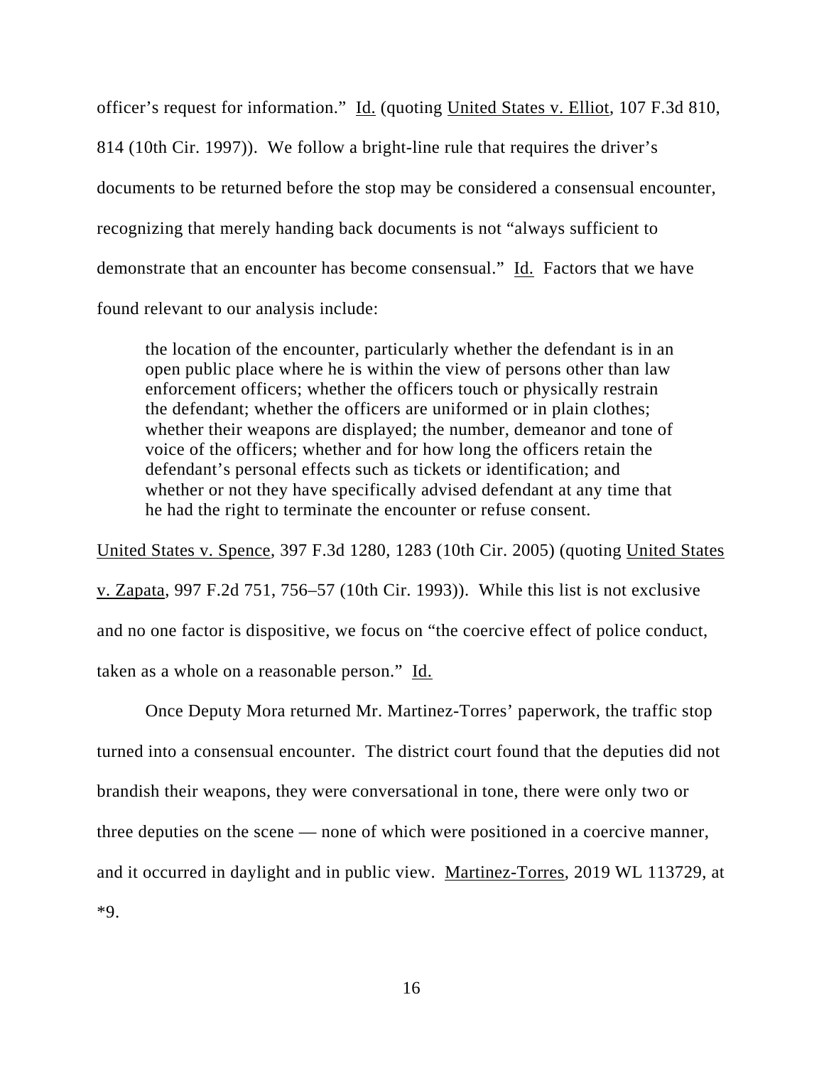officer's request for information." Id. (quoting United States v. Elliot, 107 F.3d 810, 814 (10th Cir. 1997)). We follow a bright-line rule that requires the driver's documents to be returned before the stop may be considered a consensual encounter, recognizing that merely handing back documents is not "always sufficient to demonstrate that an encounter has become consensual." Id. Factors that we have found relevant to our analysis include:

> the location of the encounter, particularly whether the defendant is in an open public place where he is within the view of persons other than law enforcement officers; whether the officers touch or physically restrain the defendant; whether the officers are uniformed or in plain clothes; whether their weapons are displayed; the number, demeanor and tone of voice of the officers; whether and for how long the officers retain the defendant's personal effects such as tickets or identification; and whether or not they have specifically advised defendant at any time that he had the right to terminate the encounter or refuse consent.

United States v. Spence, 397 F.3d 1280, 1283 (10th Cir. 2005) (quoting United States v. Zapata, 997 F.2d 751, 756–57 (10th Cir. 1993)). While this list is not exclusive and no one factor is dispositive, we focus on "the coercive effect of police conduct, taken as a whole on a reasonable person." Id.

Once Deputy Mora returned Mr. Martinez-Torres' paperwork, the traffic stop turned into a consensual encounter. The district court found that the deputies did not brandish their weapons, they were conversational in tone, there were only two or three deputies on the scene — none of which were positioned in a coercive manner, and it occurred in daylight and in public view. Martinez-Torres, 2019 WL 113729, at *9.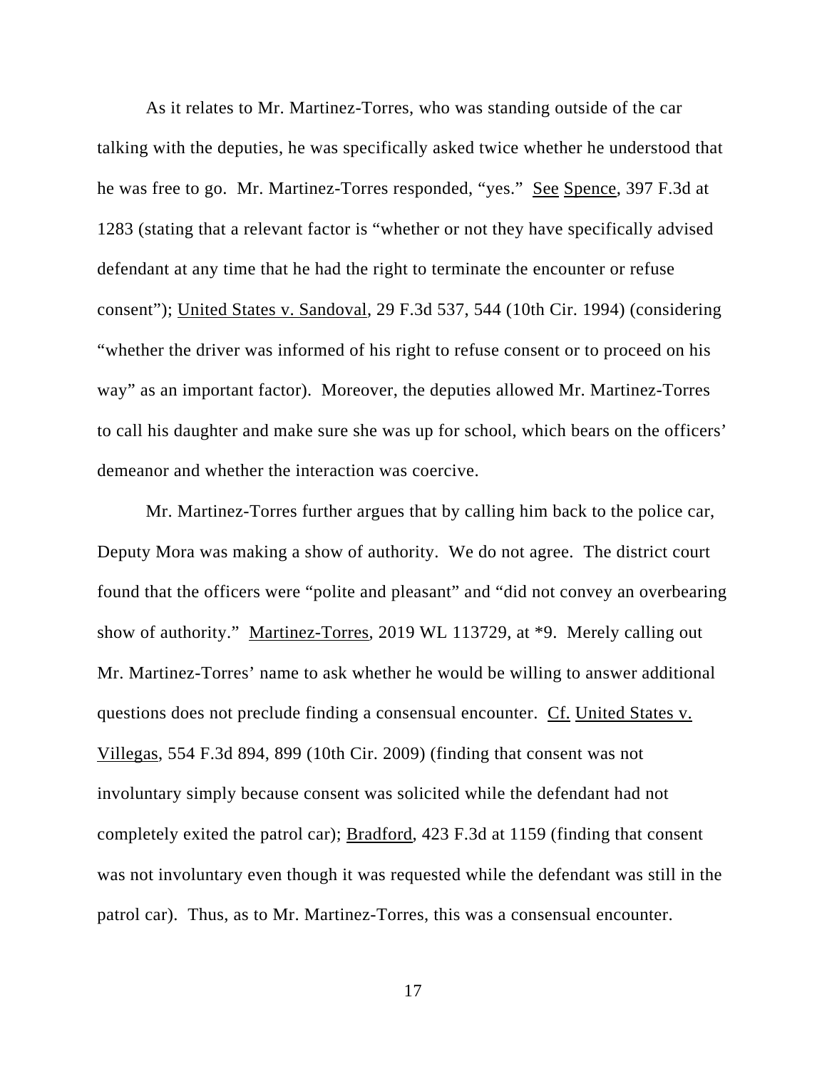As it relates to Mr. Martinez-Torres, who was standing outside of the car talking with the deputies, he was specifically asked twice whether he understood that he was free to go. Mr. Martinez-Torres responded, "yes." See Spence, 397 F.3d at 1283 (stating that a relevant factor is "whether or not they have specifically advised defendant at any time that he had the right to terminate the encounter or refuse consent"); United States v. Sandoval, 29 F.3d 537, 544 (10th Cir. 1994) (considering "whether the driver was informed of his right to refuse consent or to proceed on his way" as an important factor). Moreover, the deputies allowed Mr. Martinez-Torres to call his daughter and make sure she was up for school, which bears on the officers' demeanor and whether the interaction was coercive.

Mr. Martinez-Torres further argues that by calling him back to the police car, Deputy Mora was making a show of authority. We do not agree. The district court found that the officers were "polite and pleasant" and "did not convey an overbearing show of authority." Martinez-Torres, 2019 WL 113729, at *9. Merely calling out Mr. Martinez-Torres' name to ask whether he would be willing to answer additional questions does not preclude finding a consensual encounter. Cf. United States v. Villegas, 554 F.3d 894, 899 (10th Cir. 2009) (finding that consent was not involuntary simply because consent was solicited while the defendant had not completely exited the patrol car); Bradford, 423 F.3d at 1159 (finding that consent was not involuntary even though it was requested while the defendant was still in the patrol car). Thus, as to Mr. Martinez-Torres, this was a consensual encounter.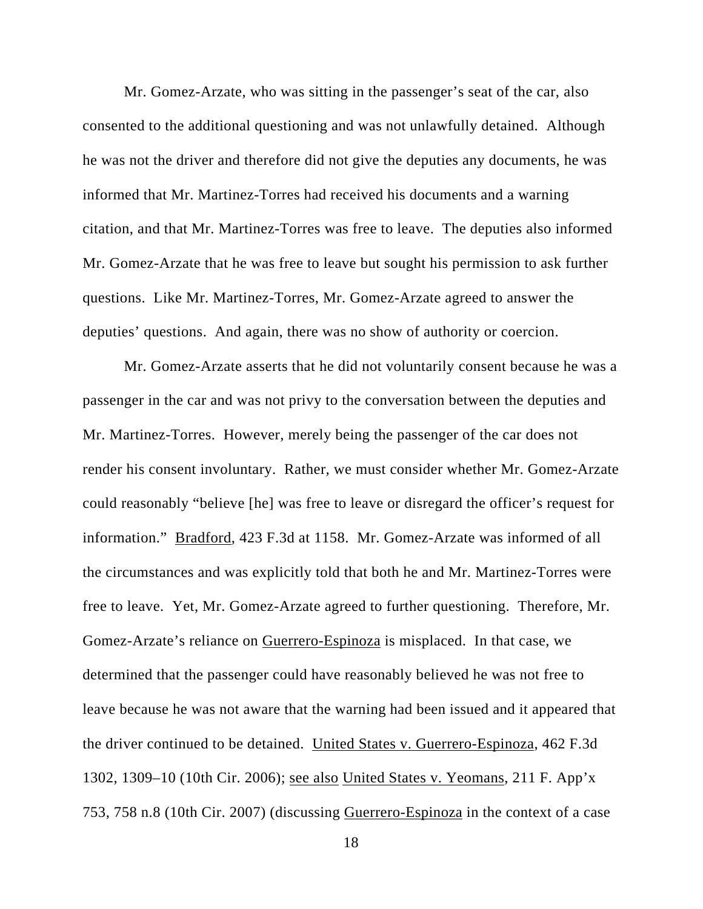Mr. Gomez-Arzate, who was sitting in the passenger's seat of the car, also consented to the additional questioning and was not unlawfully detained. Although he was not the driver and therefore did not give the deputies any documents, he was informed that Mr. Martinez-Torres had received his documents and a warning citation, and that Mr. Martinez-Torres was free to leave. The deputies also informed Mr. Gomez-Arzate that he was free to leave but sought his permission to ask further questions. Like Mr. Martinez-Torres, Mr. Gomez-Arzate agreed to answer the deputies' questions. And again, there was no show of authority or coercion.

Mr. Gomez-Arzate asserts that he did not voluntarily consent because he was a passenger in the car and was not privy to the conversation between the deputies and Mr. Martinez-Torres. However, merely being the passenger of the car does not render his consent involuntary. Rather, we must consider whether Mr. Gomez-Arzate could reasonably "believe [he] was free to leave or disregard the officer's request for information." Bradford, 423 F.3d at 1158. Mr. Gomez-Arzate was informed of all the circumstances and was explicitly told that both he and Mr. Martinez-Torres were free to leave. Yet, Mr. Gomez-Arzate agreed to further questioning. Therefore, Mr. Gomez-Arzate's reliance on Guerrero-Espinoza is misplaced. In that case, we determined that the passenger could have reasonably believed he was not free to leave because he was not aware that the warning had been issued and it appeared that the driver continued to be detained. United States v. Guerrero-Espinoza, 462 F.3d 1302, 1309–10 (10th Cir. 2006); see also United States v. Yeomans, 211 F. App'x 753, 758 n.8 (10th Cir. 2007) (discussing Guerrero-Espinoza in the context of a case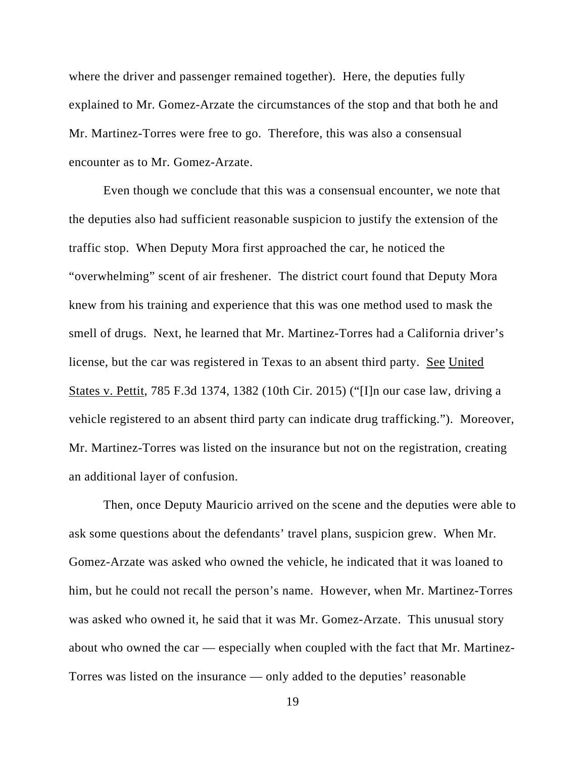where the driver and passenger remained together). Here, the deputies fully explained to Mr. Gomez-Arzate the circumstances of the stop and that both he and Mr. Martinez-Torres were free to go. Therefore, this was also a consensual encounter as to Mr. Gomez-Arzate.

Even though we conclude that this was a consensual encounter, we note that the deputies also had sufficient reasonable suspicion to justify the extension of the traffic stop. When Deputy Mora first approached the car, he noticed the "overwhelming" scent of air freshener. The district court found that Deputy Mora knew from his training and experience that this was one method used to mask the smell of drugs. Next, he learned that Mr. Martinez-Torres had a California driver's license, but the car was registered in Texas to an absent third party. See United States v. Pettit, 785 F.3d 1374, 1382 (10th Cir. 2015) ("[I]n our case law, driving a vehicle registered to an absent third party can indicate drug trafficking."). Moreover, Mr. Martinez-Torres was listed on the insurance but not on the registration, creating an additional layer of confusion.

Then, once Deputy Mauricio arrived on the scene and the deputies were able to ask some questions about the defendants' travel plans, suspicion grew. When Mr. Gomez-Arzate was asked who owned the vehicle, he indicated that it was loaned to him, but he could not recall the person's name. However, when Mr. Martinez-Torres was asked who owned it, he said that it was Mr. Gomez-Arzate. This unusual story about who owned the car — especially when coupled with the fact that Mr. Martinez-Torres was listed on the insurance — only added to the deputies' reasonable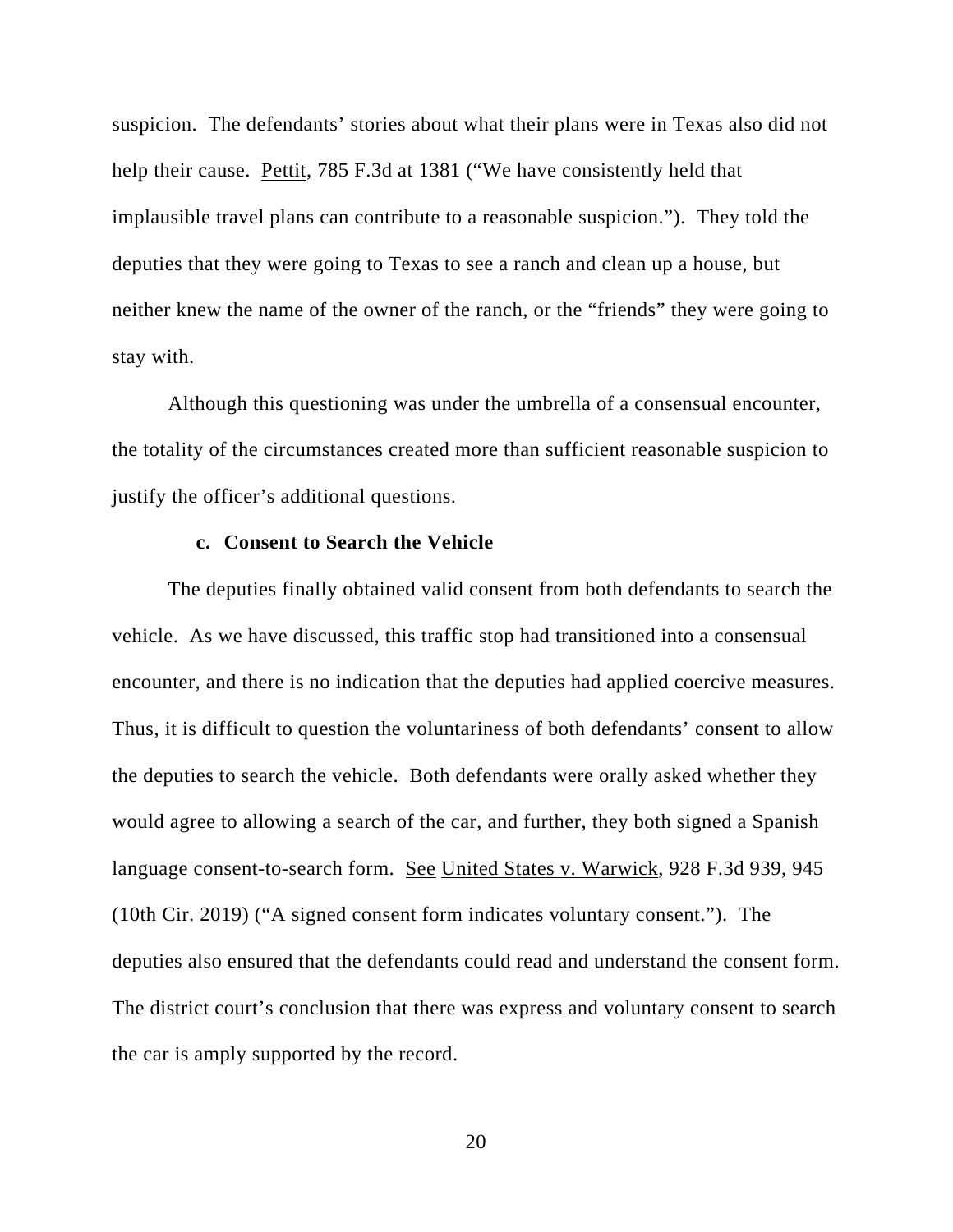suspicion. The defendants' stories about what their plans were in Texas also did not help their cause. Pettit, 785 F.3d at 1381 ("We have consistently held that implausible travel plans can contribute to a reasonable suspicion."). They told the deputies that they were going to Texas to see a ranch and clean up a house, but neither knew the name of the owner of the ranch, or the "friends" they were going to stay with.

Although this questioning was under the umbrella of a consensual encounter, the totality of the circumstances created more than sufficient reasonable suspicion to justify the officer's additional questions.

#### c. Consent to Search the Vehicle

The deputies finally obtained valid consent from both defendants to search the vehicle. As we have discussed, this traffic stop had transitioned into a consensual encounter, and there is no indication that the deputies had applied coercive measures. Thus, it is difficult to question the voluntariness of both defendants' consent to allow the deputies to search the vehicle. Both defendants were orally asked whether they would agree to allowing a search of the car, and further, they both signed a Spanish language consent-to-search form. See United States v. Warwick, 928 F.3d 939, 945 (10th Cir. 2019) ("A signed consent form indicates voluntary consent."). The deputies also ensured that the defendants could read and understand the consent form. The district court's conclusion that there was express and voluntary consent to search the car is amply supported by the record.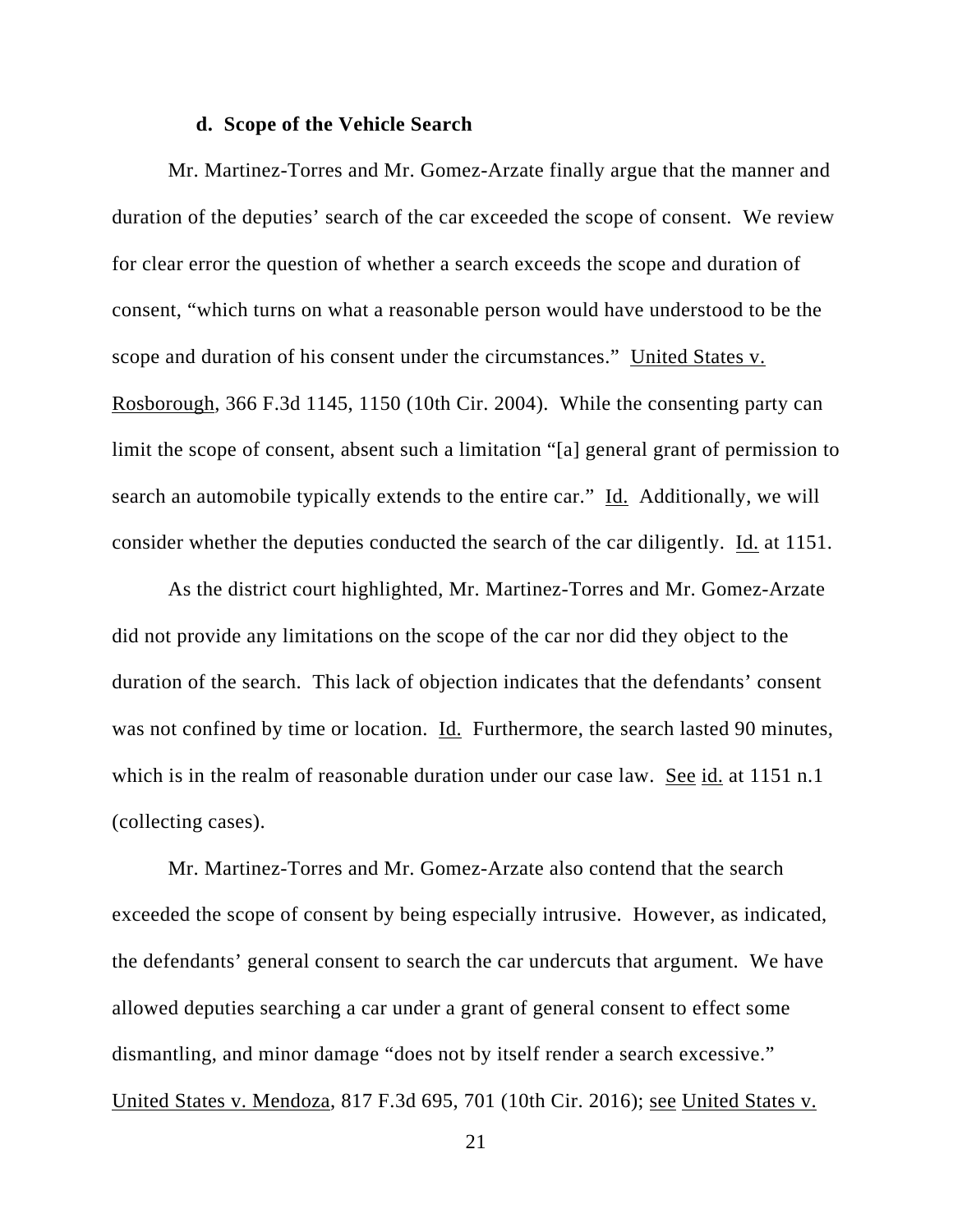#### d. Scope of the Vehicle Search

Mr. Martinez-Torres and Mr. Gomez-Arzate finally argue that the manner and duration of the deputies' search of the car exceeded the scope of consent. We review for clear error the question of whether a search exceeds the scope and duration of consent, "which turns on what a reasonable person would have understood to be the scope and duration of his consent under the circumstances." United States v. Rosborough, 366 F.3d 1145, 1150 (10th Cir. 2004). While the consenting party can limit the scope of consent, absent such a limitation "[a] general grant of permission to search an automobile typically extends to the entire car." Id. Additionally, we will consider whether the deputies conducted the search of the car diligently. Id. at 1151.

As the district court highlighted, Mr. Martinez-Torres and Mr. Gomez-Arzate did not provide any limitations on the scope of the car nor did they object to the duration of the search. This lack of objection indicates that the defendants' consent was not confined by time or location. Id. Furthermore, the search lasted 90 minutes, which is in the realm of reasonable duration under our case law. See id. at 1151 n.1 (collecting cases).

Mr. Martinez-Torres and Mr. Gomez-Arzate also contend that the search exceeded the scope of consent by being especially intrusive. However, as indicated, the defendants' general consent to search the car undercuts that argument. We have allowed deputies searching a car under a grant of general consent to effect some dismantling, and minor damage "does not by itself render a search excessive." United States v. Mendoza, 817 F.3d 695, 701 (10th Cir. 2016); see United States v.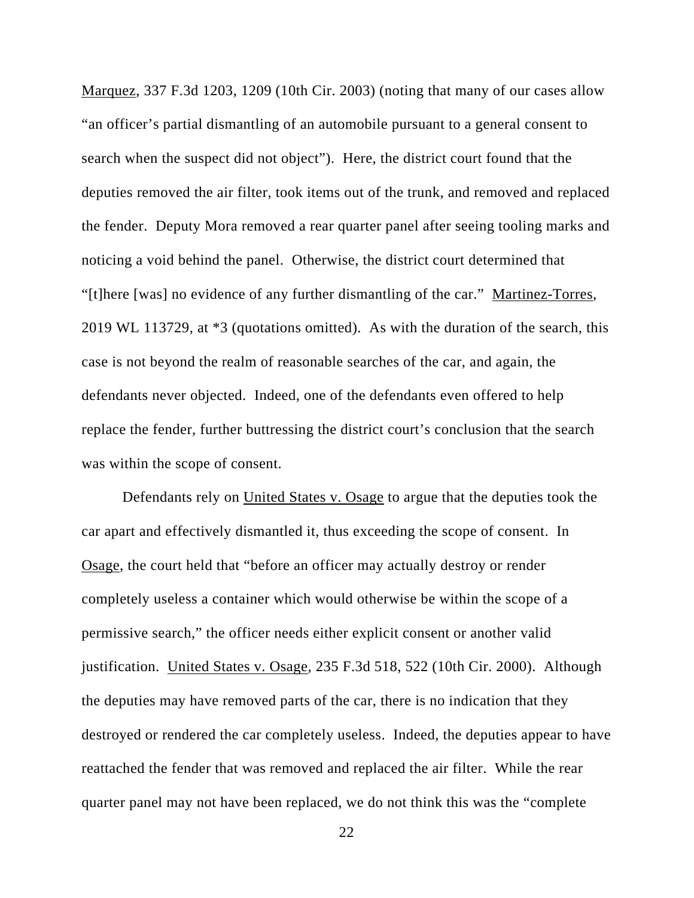Marquez, 337 F.3d 1203, 1209 (10th Cir. 2003) (noting that many of our cases allow "an officer's partial dismantling of an automobile pursuant to a general consent to search when the suspect did not object"). Here, the district court found that the deputies removed the air filter, took items out of the trunk, and removed and replaced the fender. Deputy Mora removed a rear quarter panel after seeing tooling marks and noticing a void behind the panel. Otherwise, the district court determined that "[t]here [was] no evidence of any further dismantling of the car." Martinez-Torres, 2019 WL 113729, at *3 (quotations omitted). As with the duration of the search, this case is not beyond the realm of reasonable searches of the car, and again, the defendants never objected. Indeed, one of the defendants even offered to help replace the fender, further buttressing the district court's conclusion that the search was within the scope of consent.

Defendants rely on United States v. Osage to argue that the deputies took the car apart and effectively dismantled it, thus exceeding the scope of consent. In Osage, the court held that "before an officer may actually destroy or render completely useless a container which would otherwise be within the scope of a permissive search," the officer needs either explicit consent or another valid justification. United States v. Osage, 235 F.3d 518, 522 (10th Cir. 2000). Although the deputies may have removed parts of the car, there is no indication that they destroyed or rendered the car completely useless. Indeed, the deputies appear to have reattached the fender that was removed and replaced the air filter. While the rear quarter panel may not have been replaced, we do not think this was the "complete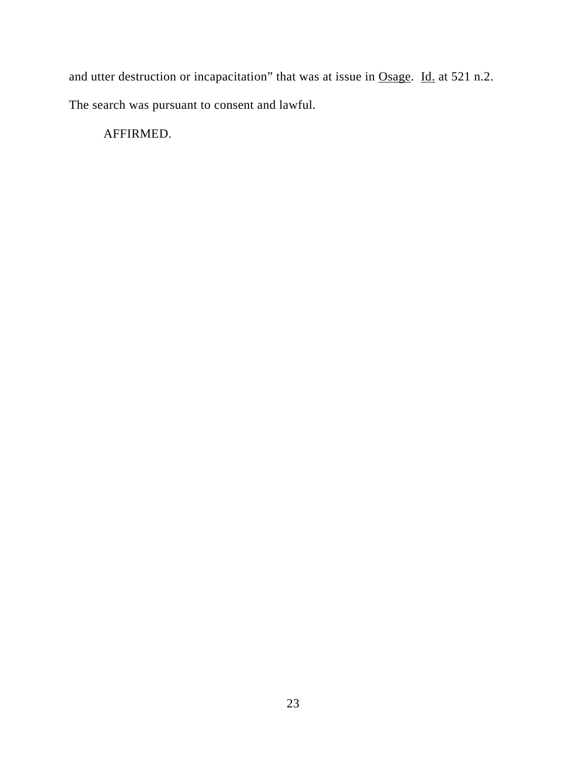and utter destruction or incapacitation" that was at issue in Osage. Id. at 521 n.2. The search was pursuant to consent and lawful.

AFFIRMED.